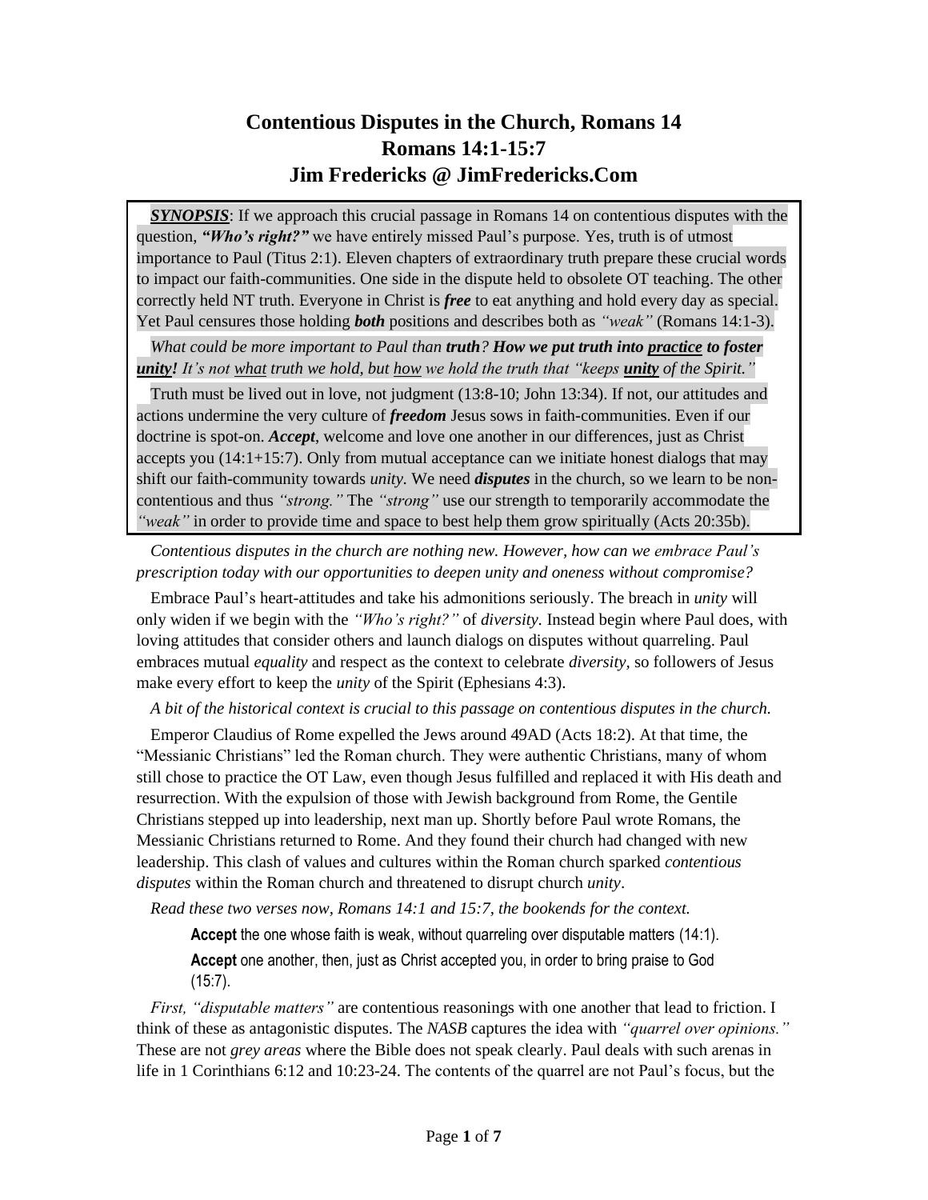# Contentious Disputes in the Church, Romans 14
## Romans 14:1-15:7
## Jim Fredericks @ JimFredericks.Com

***SYNOPSIS***: If we approach this crucial passage in Romans 14 on contentious disputes with the question, ***"Who's right?"*** we have entirely missed Paul's purpose. Yes, truth is of utmost importance to Paul (Titus 2:1). Eleven chapters of extraordinary truth prepare these crucial words to impact our faith-communities. One side in the dispute held to obsolete OT teaching. The other correctly held NT truth. Everyone in Christ is ***free*** to eat anything and hold every day as special. Yet Paul censures those holding ***both*** positions and describes both as *"weak"* (Romans 14:1-3).

*What could be more important to Paul than* ***truth****?* ***How we put truth into <u>practice</u> to foster <u>unity</u>!*** *It's not <u>what</u> truth we hold, but <u>how</u> we hold the truth that "keeps* ***<u>unity</u>*** *of the Spirit."*

Truth must be lived out in love, not judgment (13:8-10; John 13:34). If not, our attitudes and actions undermine the very culture of ***freedom*** Jesus sows in faith-communities. Even if our doctrine is spot-on. ***Accept***, welcome and love one another in our differences, just as Christ accepts you (14:1+15:7). Only from mutual acceptance can we initiate honest dialogs that may shift our faith-community towards *unity.* We need ***disputes*** in the church, so we learn to be non-contentious and thus *"strong."* The *"strong"* use our strength to temporarily accommodate the *"weak"* in order to provide time and space to best help them grow spiritually (Acts 20:35b).

*Contentious disputes in the church are nothing new. However, how can we embrace Paul's prescription today with our opportunities to deepen unity and oneness without compromise?*

Embrace Paul's heart-attitudes and take his admonitions seriously. The breach in *unity* will only widen if we begin with the *"Who's right?"* of *diversity.* Instead begin where Paul does, with loving attitudes that consider others and launch dialogs on disputes without quarreling. Paul embraces mutual *equality* and respect as the context to celebrate *diversity*, so followers of Jesus make every effort to keep the *unity* of the Spirit (Ephesians 4:3).

*A bit of the historical context is crucial to this passage on contentious disputes in the church.*

Emperor Claudius of Rome expelled the Jews around 49AD (Acts 18:2). At that time, the "Messianic Christians" led the Roman church. They were authentic Christians, many of whom still chose to practice the OT Law, even though Jesus fulfilled and replaced it with His death and resurrection. With the expulsion of those with Jewish background from Rome, the Gentile Christians stepped up into leadership, next man up. Shortly before Paul wrote Romans, the Messianic Christians returned to Rome. And they found their church had changed with new leadership. This clash of values and cultures within the Roman church sparked *contentious disputes* within the Roman church and threatened to disrupt church *unity*.

*Read these two verses now, Romans 14:1 and 15:7, the bookends for the context.*

> **Accept** the one whose faith is weak, without quarreling over disputable matters (14:1).
>
> **Accept** one another, then, just as Christ accepted you, in order to bring praise to God (15:7).

*First, "disputable matters"* are contentious reasonings with one another that lead to friction. I think of these as antagonistic disputes. The *NASB* captures the idea with *"quarrel over opinions."* These are not *grey areas* where the Bible does not speak clearly. Paul deals with such arenas in life in 1 Corinthians 6:12 and 10:23-24. The contents of the quarrel are not Paul's focus, but the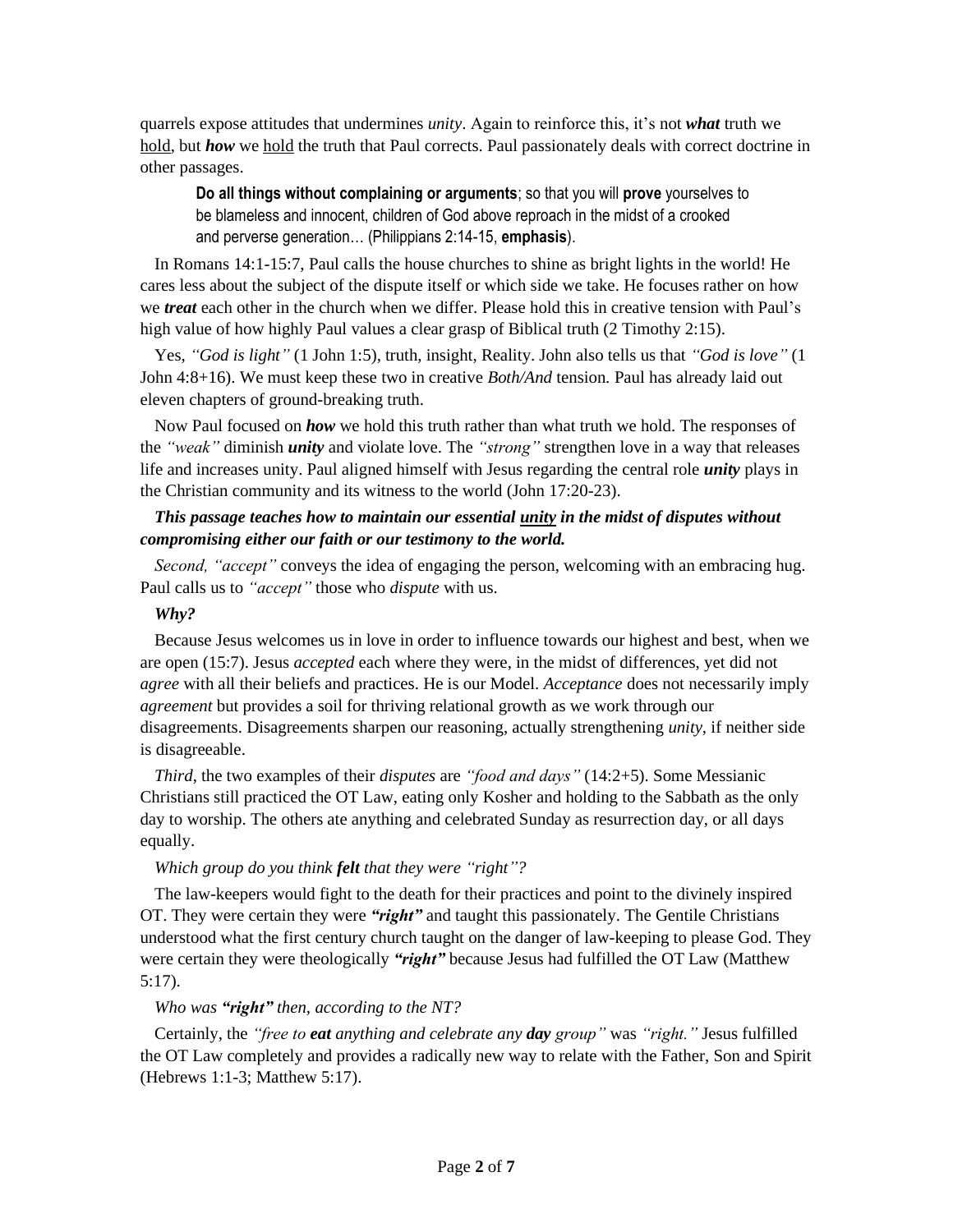quarrels expose attitudes that undermines *unity*. Again to reinforce this, it's not ***what*** truth we hold, but ***how*** we hold the truth that Paul corrects. Paul passionately deals with correct doctrine in other passages.

> **Do all things without complaining or arguments**; so that you will **prove** yourselves to be blameless and innocent, children of God above reproach in the midst of a crooked and perverse generation… (Philippians 2:14-15, **emphasis**).

In Romans 14:1-15:7, Paul calls the house churches to shine as bright lights in the world! He cares less about the subject of the dispute itself or which side we take. He focuses rather on how we ***treat*** each other in the church when we differ. Please hold this in creative tension with Paul's high value of how highly Paul values a clear grasp of Biblical truth (2 Timothy 2:15).

Yes, *"God is light"* (1 John 1:5), truth, insight, Reality. John also tells us that *"God is love"* (1 John 4:8+16). We must keep these two in creative *Both/And* tension. Paul has already laid out eleven chapters of ground-breaking truth.

Now Paul focused on ***how*** we hold this truth rather than what truth we hold. The responses of the *"weak"* diminish ***unity*** and violate love. The *"strong"* strengthen love in a way that releases life and increases unity. Paul aligned himself with Jesus regarding the central role ***unity*** plays in the Christian community and its witness to the world (John 17:20-23).

***This passage teaches how to maintain our essential unity in the midst of disputes without compromising either our faith or our testimony to the world.***

*Second, "accept"* conveys the idea of engaging the person, welcoming with an embracing hug. Paul calls us to *"accept"* those who *dispute* with us.

***Why?***

Because Jesus welcomes us in love in order to influence towards our highest and best, when we are open (15:7). Jesus *accepted* each where they were, in the midst of differences, yet did not *agree* with all their beliefs and practices. He is our Model. *Acceptance* does not necessarily imply *agreement* but provides a soil for thriving relational growth as we work through our disagreements. Disagreements sharpen our reasoning, actually strengthening *unity*, if neither side is disagreeable.

*Third,* the two examples of their *disputes* are *"food and days"* (14:2+5). Some Messianic Christians still practiced the OT Law, eating only Kosher and holding to the Sabbath as the only day to worship. The others ate anything and celebrated Sunday as resurrection day, or all days equally.

*Which group do you think **felt** that they were "right"?*

The law-keepers would fight to the death for their practices and point to the divinely inspired OT. They were certain they were ***"right"*** and taught this passionately. The Gentile Christians understood what the first century church taught on the danger of law-keeping to please God. They were certain they were theologically ***"right"*** because Jesus had fulfilled the OT Law (Matthew 5:17).

*Who was **"right"** then, according to the NT?*

Certainly, the *"free to **eat** anything and celebrate any **day** group"* was *"right."* Jesus fulfilled the OT Law completely and provides a radically new way to relate with the Father, Son and Spirit (Hebrews 1:1-3; Matthew 5:17).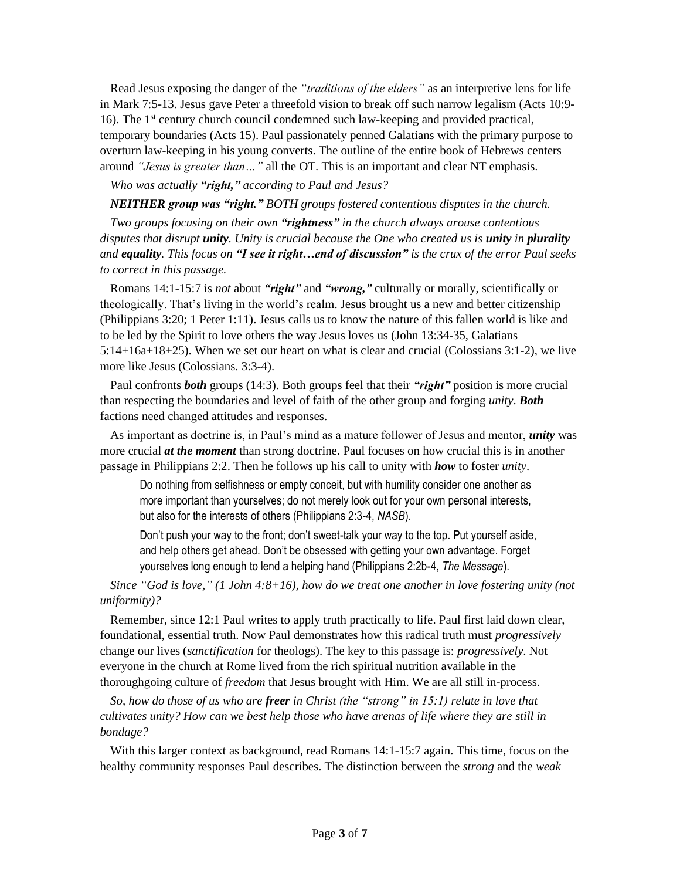Read Jesus exposing the danger of the *"traditions of the elders"* as an interpretive lens for life in Mark 7:5-13. Jesus gave Peter a threefold vision to break off such narrow legalism (Acts 10:9-16). The 1st century church council condemned such law-keeping and provided practical, temporary boundaries (Acts 15). Paul passionately penned Galatians with the primary purpose to overturn law-keeping in his young converts. The outline of the entire book of Hebrews centers around *"Jesus is greater than…"* all the OT. This is an important and clear NT emphasis.

*Who was actually **"right,"** according to Paul and Jesus?*

***NEITHER group was "right."*** *BOTH groups fostered contentious disputes in the church.*

*Two groups focusing on their own **"rightness"** in the church always arouse contentious disputes that disrupt **unity**. Unity is crucial because the One who created us is **unity** in **plurality** and **equality**. This focus on **"I see it right…end of discussion"** is the crux of the error Paul seeks to correct in this passage.*

Romans 14:1-15:7 is *not* about ***"right"*** and ***"wrong,"*** culturally or morally, scientifically or theologically. That's living in the world's realm. Jesus brought us a new and better citizenship (Philippians 3:20; 1 Peter 1:11). Jesus calls us to know the nature of this fallen world is like and to be led by the Spirit to love others the way Jesus loves us (John 13:34-35, Galatians 5:14+16a+18+25). When we set our heart on what is clear and crucial (Colossians 3:1-2), we live more like Jesus (Colossians. 3:3-4).

Paul confronts ***both*** groups (14:3). Both groups feel that their ***"right"*** position is more crucial than respecting the boundaries and level of faith of the other group and forging *unity*. ***Both*** factions need changed attitudes and responses.

As important as doctrine is, in Paul's mind as a mature follower of Jesus and mentor, ***unity*** was more crucial ***at the moment*** than strong doctrine. Paul focuses on how crucial this is in another passage in Philippians 2:2. Then he follows up his call to unity with ***how*** to foster *unity*.

> Do nothing from selfishness or empty conceit, but with humility consider one another as more important than yourselves; do not merely look out for your own personal interests, but also for the interests of others (Philippians 2:3-4, *NASB*).
>
> Don't push your way to the front; don't sweet-talk your way to the top. Put yourself aside, and help others get ahead. Don't be obsessed with getting your own advantage. Forget yourselves long enough to lend a helping hand (Philippians 2:2b-4, *The Message*).

*Since "God is love," (1 John 4:8+16), how do we treat one another in love fostering unity (not uniformity)?*

Remember, since 12:1 Paul writes to apply truth practically to life. Paul first laid down clear, foundational, essential truth. Now Paul demonstrates how this radical truth must *progressively* change our lives (*sanctification* for theologs). The key to this passage is: *progressively*. Not everyone in the church at Rome lived from the rich spiritual nutrition available in the thoroughgoing culture of *freedom* that Jesus brought with Him. We are all still in-process.

*So, how do those of us who are **freer** in Christ (the "strong" in 15:1) relate in love that cultivates unity? How can we best help those who have arenas of life where they are still in bondage?*

With this larger context as background, read Romans 14:1-15:7 again. This time, focus on the healthy community responses Paul describes. The distinction between the *strong* and the *weak*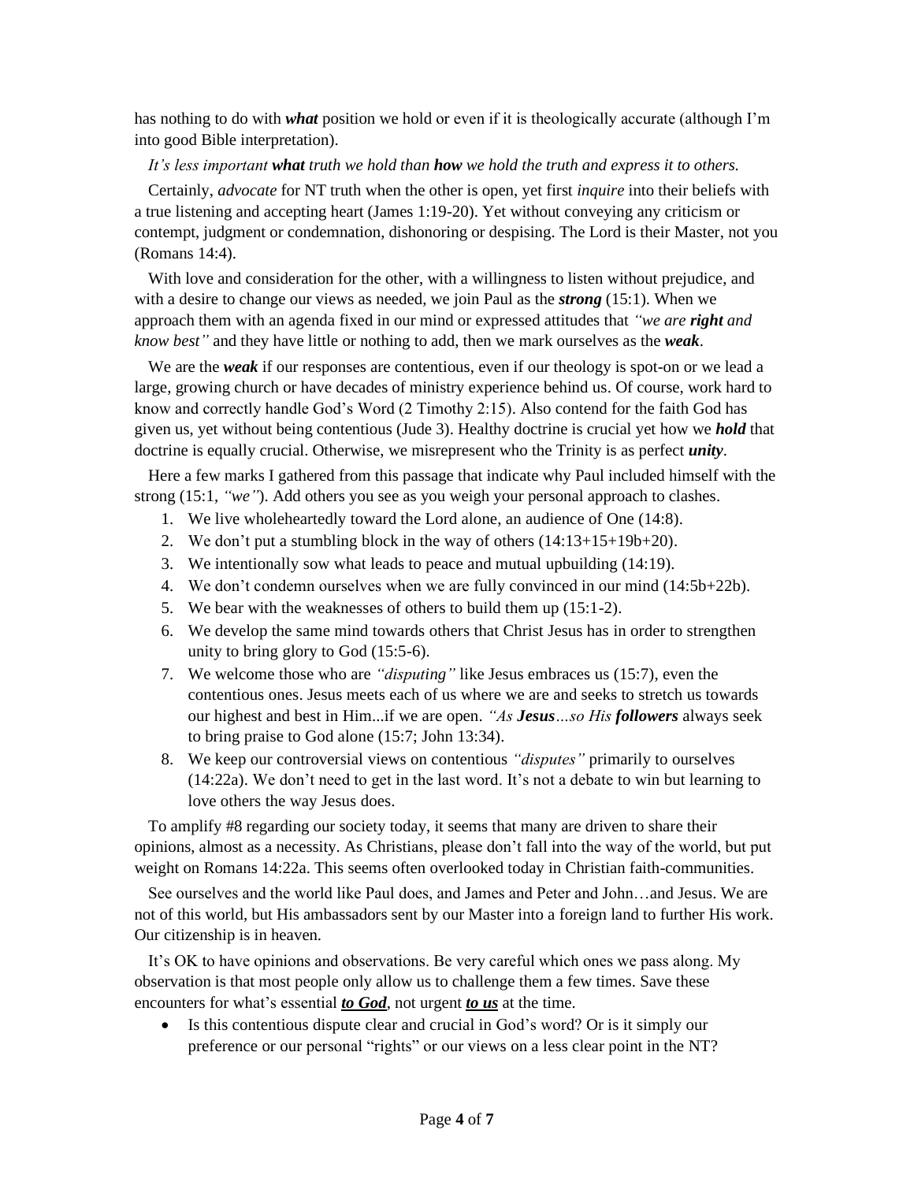has nothing to do with ***what*** position we hold or even if it is theologically accurate (although I'm into good Bible interpretation).

*It's less important* ***what*** *truth we hold than* ***how*** *we hold the truth and express it to others.*

Certainly, *advocate* for NT truth when the other is open, yet first *inquire* into their beliefs with a true listening and accepting heart (James 1:19-20). Yet without conveying any criticism or contempt, judgment or condemnation, dishonoring or despising. The Lord is their Master, not you (Romans 14:4).

With love and consideration for the other, with a willingness to listen without prejudice, and with a desire to change our views as needed, we join Paul as the ***strong*** (15:1). When we approach them with an agenda fixed in our mind or expressed attitudes that *"we are* ***right*** *and know best"* and they have little or nothing to add, then we mark ourselves as the ***weak***.

We are the ***weak*** if our responses are contentious, even if our theology is spot-on or we lead a large, growing church or have decades of ministry experience behind us. Of course, work hard to know and correctly handle God's Word (2 Timothy 2:15). Also contend for the faith God has given us, yet without being contentious (Jude 3). Healthy doctrine is crucial yet how we ***hold*** that doctrine is equally crucial. Otherwise, we misrepresent who the Trinity is as perfect ***unity***.

Here a few marks I gathered from this passage that indicate why Paul included himself with the strong (15:1, *"we"*). Add others you see as you weigh your personal approach to clashes.

1. We live wholeheartedly toward the Lord alone, an audience of One (14:8).
2. We don't put a stumbling block in the way of others (14:13+15+19b+20).
3. We intentionally sow what leads to peace and mutual upbuilding (14:19).
4. We don't condemn ourselves when we are fully convinced in our mind (14:5b+22b).
5. We bear with the weaknesses of others to build them up (15:1-2).
6. We develop the same mind towards others that Christ Jesus has in order to strengthen unity to bring glory to God (15:5-6).
7. We welcome those who are *"disputing"* like Jesus embraces us (15:7), even the contentious ones. Jesus meets each of us where we are and seeks to stretch us towards our highest and best in Him...if we are open. *"As* ***Jesus****…so His* ***followers*** always seek to bring praise to God alone (15:7; John 13:34).
8. We keep our controversial views on contentious *"disputes"* primarily to ourselves (14:22a). We don't need to get in the last word. It's not a debate to win but learning to love others the way Jesus does.

To amplify #8 regarding our society today, it seems that many are driven to share their opinions, almost as a necessity. As Christians, please don't fall into the way of the world, but put weight on Romans 14:22a. This seems often overlooked today in Christian faith-communities.

See ourselves and the world like Paul does, and James and Peter and John…and Jesus. We are not of this world, but His ambassadors sent by our Master into a foreign land to further His work. Our citizenship is in heaven.

It's OK to have opinions and observations. Be very careful which ones we pass along. My observation is that most people only allow us to challenge them a few times. Save these encounters for what's essential ***<u>to God</u>***, not urgent ***<u>to us</u>*** at the time.

- Is this contentious dispute clear and crucial in God's word? Or is it simply our preference or our personal "rights" or our views on a less clear point in the NT?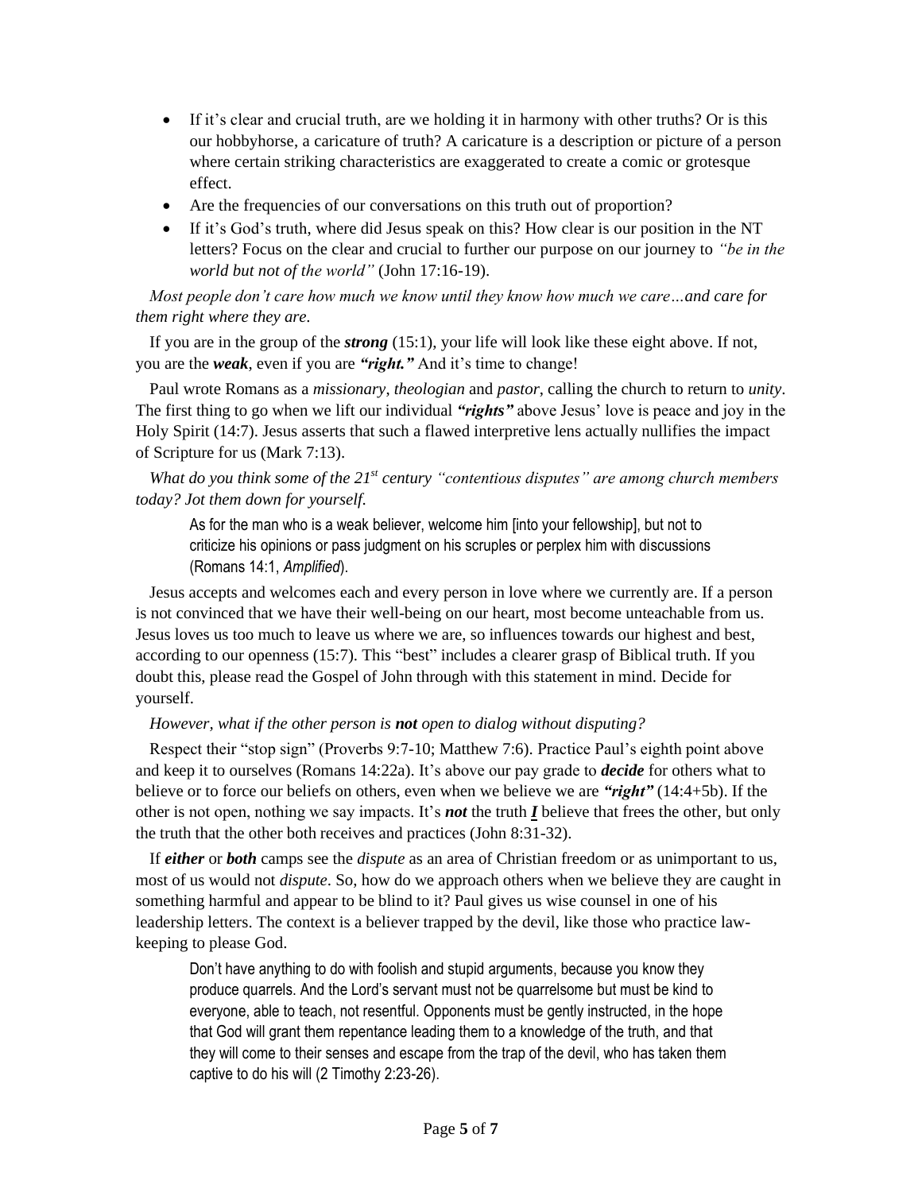- If it's clear and crucial truth, are we holding it in harmony with other truths? Or is this our hobbyhorse, a caricature of truth? A caricature is a description or picture of a person where certain striking characteristics are exaggerated to create a comic or grotesque effect.
- Are the frequencies of our conversations on this truth out of proportion?
- If it's God's truth, where did Jesus speak on this? How clear is our position in the NT letters? Focus on the clear and crucial to further our purpose on our journey to *"be in the world but not of the world"* (John 17:16-19).

*Most people don't care how much we know until they know how much we care…and care for them right where they are.*

If you are in the group of the ***strong*** (15:1), your life will look like these eight above. If not, you are the ***weak***, even if you are ***"right."*** And it's time to change!

Paul wrote Romans as a *missionary*, *theologian* and *pastor*, calling the church to return to *unity*. The first thing to go when we lift our individual ***"rights"*** above Jesus' love is peace and joy in the Holy Spirit (14:7). Jesus asserts that such a flawed interpretive lens actually nullifies the impact of Scripture for us (Mark 7:13).

*What do you think some of the 21st century "contentious disputes" are among church members today? Jot them down for yourself.*

> As for the man who is a weak believer, welcome him [into your fellowship], but not to criticize his opinions or pass judgment on his scruples or perplex him with discussions (Romans 14:1, *Amplified*).

Jesus accepts and welcomes each and every person in love where we currently are. If a person is not convinced that we have their well-being on our heart, most become unteachable from us. Jesus loves us too much to leave us where we are, so influences towards our highest and best, according to our openness (15:7). This "best" includes a clearer grasp of Biblical truth. If you doubt this, please read the Gospel of John through with this statement in mind. Decide for yourself.

*However, what if the other person is **not** open to dialog without disputing?*

Respect their "stop sign" (Proverbs 9:7-10; Matthew 7:6). Practice Paul's eighth point above and keep it to ourselves (Romans 14:22a). It's above our pay grade to ***decide*** for others what to believe or to force our beliefs on others, even when we believe we are ***"right"*** (14:4+5b). If the other is not open, nothing we say impacts. It's ***not*** the truth ***I*** believe that frees the other, but only the truth that the other both receives and practices (John 8:31-32).

If ***either*** or ***both*** camps see the *dispute* as an area of Christian freedom or as unimportant to us, most of us would not *dispute*. So, how do we approach others when we believe they are caught in something harmful and appear to be blind to it? Paul gives us wise counsel in one of his leadership letters. The context is a believer trapped by the devil, like those who practice law-keeping to please God.

> Don't have anything to do with foolish and stupid arguments, because you know they produce quarrels. And the Lord's servant must not be quarrelsome but must be kind to everyone, able to teach, not resentful. Opponents must be gently instructed, in the hope that God will grant them repentance leading them to a knowledge of the truth, and that they will come to their senses and escape from the trap of the devil, who has taken them captive to do his will (2 Timothy 2:23-26).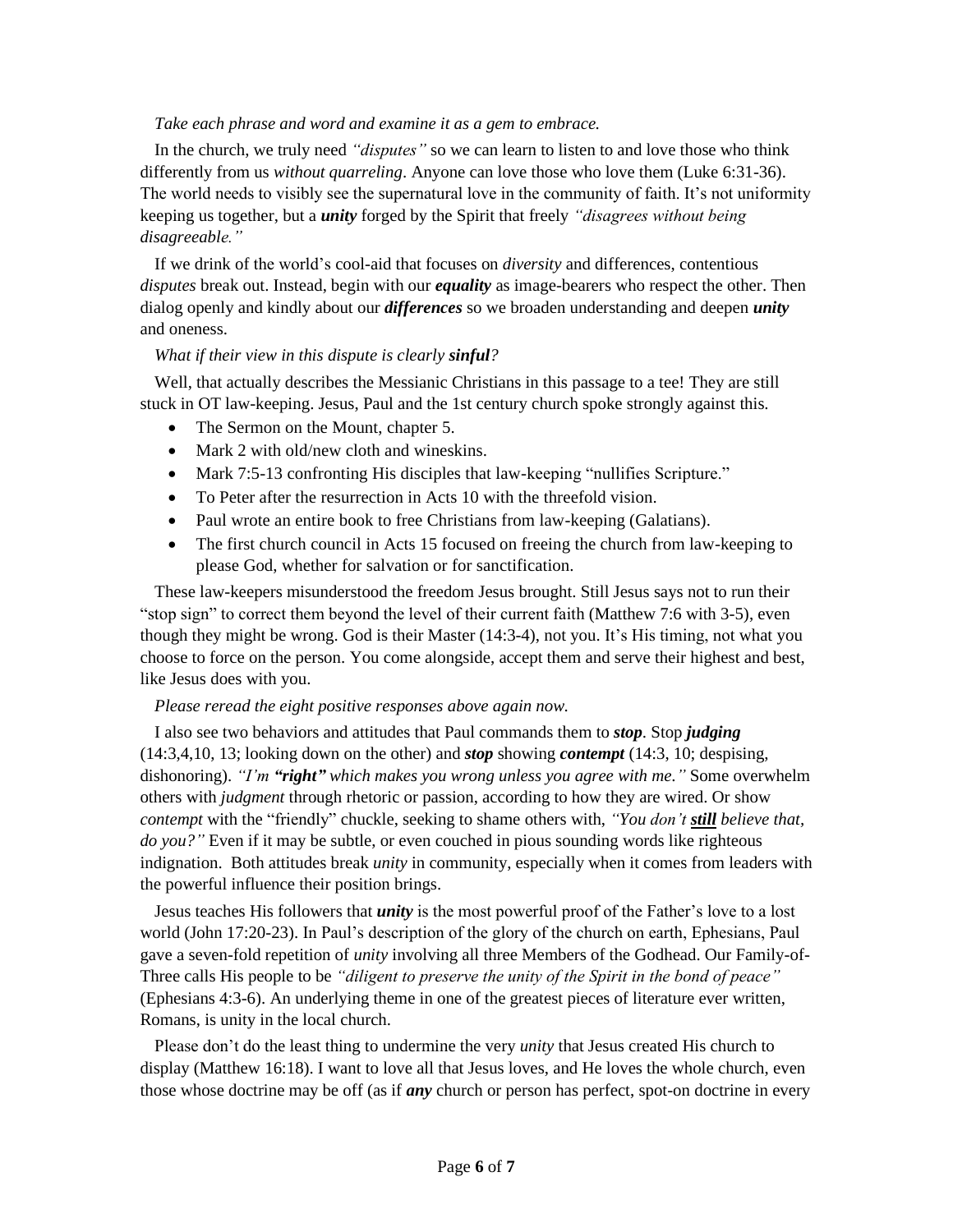*Take each phrase and word and examine it as a gem to embrace.*

In the church, we truly need *"disputes"* so we can learn to listen to and love those who think differently from us *without quarreling*. Anyone can love those who love them (Luke 6:31-36). The world needs to visibly see the supernatural love in the community of faith. It's not uniformity keeping us together, but a ***unity*** forged by the Spirit that freely *"disagrees without being disagreeable."*

If we drink of the world's cool-aid that focuses on *diversity* and differences, contentious *disputes* break out. Instead, begin with our ***equality*** as image-bearers who respect the other. Then dialog openly and kindly about our ***differences*** so we broaden understanding and deepen ***unity*** and oneness.

*What if their view in this dispute is clearly* ***sinful****?*

Well, that actually describes the Messianic Christians in this passage to a tee! They are still stuck in OT law-keeping. Jesus, Paul and the 1st century church spoke strongly against this.

- The Sermon on the Mount, chapter 5.
- Mark 2 with old/new cloth and wineskins.
- Mark 7:5-13 confronting His disciples that law-keeping "nullifies Scripture."
- To Peter after the resurrection in Acts 10 with the threefold vision.
- Paul wrote an entire book to free Christians from law-keeping (Galatians).
- The first church council in Acts 15 focused on freeing the church from law-keeping to please God, whether for salvation or for sanctification.

These law-keepers misunderstood the freedom Jesus brought. Still Jesus says not to run their "stop sign" to correct them beyond the level of their current faith (Matthew 7:6 with 3-5), even though they might be wrong. God is their Master (14:3-4), not you. It's His timing, not what you choose to force on the person. You come alongside, accept them and serve their highest and best, like Jesus does with you.

*Please reread the eight positive responses above again now.*

I also see two behaviors and attitudes that Paul commands them to ***stop***. Stop ***judging*** (14:3,4,10, 13; looking down on the other) and ***stop*** showing ***contempt*** (14:3, 10; despising, dishonoring). *"I'm* ***"right"*** *which makes you wrong unless you agree with me."* Some overwhelm others with *judgment* through rhetoric or passion, according to how they are wired. Or show *contempt* with the "friendly" chuckle, seeking to shame others with, *"You don't* ***<u>still</u>*** *believe that, do you?"* Even if it may be subtle, or even couched in pious sounding words like righteous indignation. Both attitudes break *unity* in community, especially when it comes from leaders with the powerful influence their position brings.

Jesus teaches His followers that ***unity*** is the most powerful proof of the Father's love to a lost world (John 17:20-23). In Paul's description of the glory of the church on earth, Ephesians, Paul gave a seven-fold repetition of *unity* involving all three Members of the Godhead. Our Family-of-Three calls His people to be *"diligent to preserve the unity of the Spirit in the bond of peace"* (Ephesians 4:3-6). An underlying theme in one of the greatest pieces of literature ever written, Romans, is unity in the local church.

Please don't do the least thing to undermine the very *unity* that Jesus created His church to display (Matthew 16:18). I want to love all that Jesus loves, and He loves the whole church, even those whose doctrine may be off (as if ***any*** church or person has perfect, spot-on doctrine in every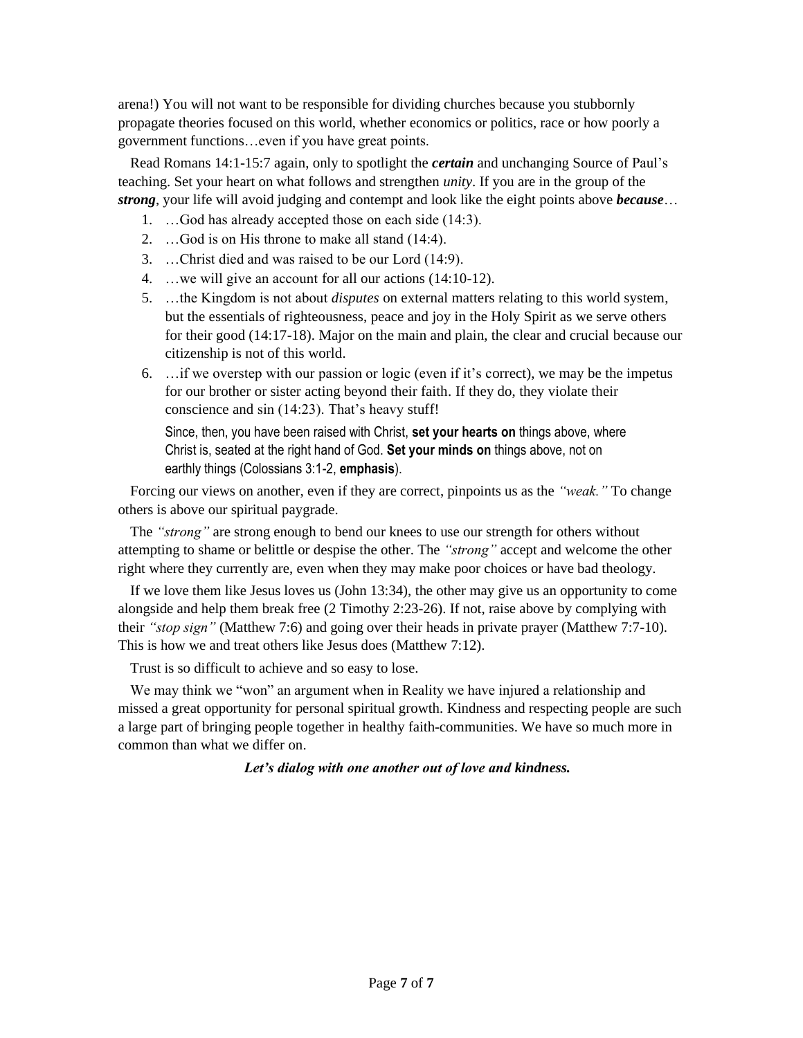arena!) You will not want to be responsible for dividing churches because you stubbornly propagate theories focused on this world, whether economics or politics, race or how poorly a government functions…even if you have great points.

Read Romans 14:1-15:7 again, only to spotlight the ***certain*** and unchanging Source of Paul's teaching. Set your heart on what follows and strengthen *unity*. If you are in the group of the ***strong***, your life will avoid judging and contempt and look like the eight points above ***because***…

1. …God has already accepted those on each side (14:3).
2. …God is on His throne to make all stand (14:4).
3. …Christ died and was raised to be our Lord (14:9).
4. …we will give an account for all our actions (14:10-12).
5. …the Kingdom is not about *disputes* on external matters relating to this world system, but the essentials of righteousness, peace and joy in the Holy Spirit as we serve others for their good (14:17-18). Major on the main and plain, the clear and crucial because our citizenship is not of this world.
6. …if we overstep with our passion or logic (even if it's correct), we may be the impetus for our brother or sister acting beyond their faith. If they do, they violate their conscience and sin (14:23). That's heavy stuff!

   > Since, then, you have been raised with Christ, **set your hearts on** things above, where Christ is, seated at the right hand of God. **Set your minds on** things above, not on earthly things (Colossians 3:1-2, **emphasis**).

Forcing our views on another, even if they are correct, pinpoints us as the *"weak."* To change others is above our spiritual paygrade.

The *"strong"* are strong enough to bend our knees to use our strength for others without attempting to shame or belittle or despise the other. The *"strong"* accept and welcome the other right where they currently are, even when they may make poor choices or have bad theology.

If we love them like Jesus loves us (John 13:34), the other may give us an opportunity to come alongside and help them break free (2 Timothy 2:23-26). If not, raise above by complying with their *"stop sign"* (Matthew 7:6) and going over their heads in private prayer (Matthew 7:7-10). This is how we and treat others like Jesus does (Matthew 7:12).

Trust is so difficult to achieve and so easy to lose.

We may think we "won" an argument when in Reality we have injured a relationship and missed a great opportunity for personal spiritual growth. Kindness and respecting people are such a large part of bringing people together in healthy faith-communities. We have so much more in common than what we differ on.

***Let's dialog with one another out of love and kindness.***